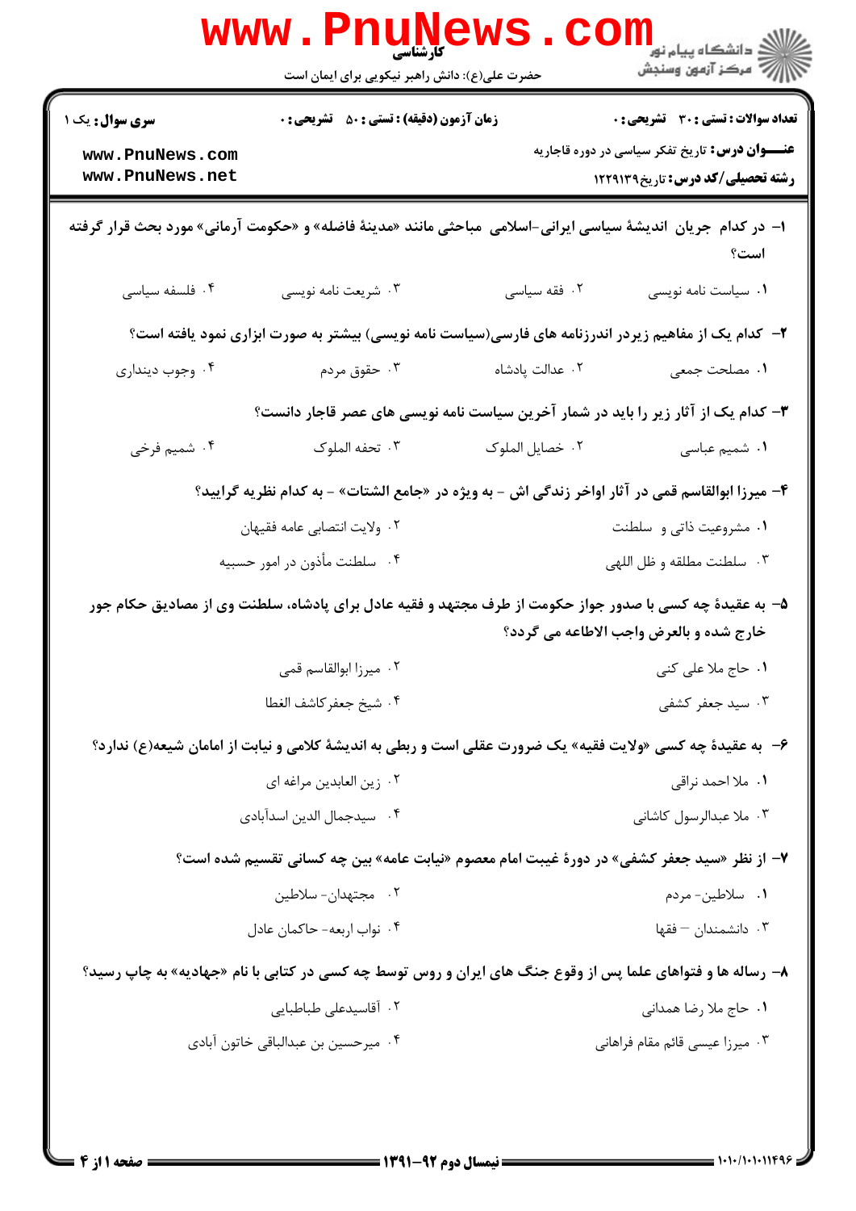کارشناسی

حضرت علی(ع): دانش راهبر نیکویی برای ایمان است

| سری سوال: یک ۱ | زمان آزمون (دقیقه) : تستی : ۵۰ تشریحی : ۰ | تعداد سوالات : تستی : ۳۰ تشریحی : ۰ |
|---|---|---|

**عنـــوان درس:** تاریخ تفکر سیاسی در دوره قاجاریه

**رشته تحصیلی/کد درس:** تاریخ۱۲۲۹۱۳۹

۱- در کدام جریان اندیشهٔ سیاسی ایرانی-اسلامی مباحثی مانند «مدینهٔ فاضله» و «حکومت آرمانی» مورد بحث قرار گرفته است؟

۱. سیاست نامه نویسی
۲. فقه سیاسی
۳. شریعت نامه نویسی
۴. فلسفه سیاسی

۲- کدام یک از مفاهیم زیردر اندرزنامه های فارسی(سیاست نامه نویسی) بیشتر به صورت ابزاری نمود یافته است؟

۱. مصلحت جمعی
۲. عدالت پادشاه
۳. حقوق مردم
۴. وجوب دینداری

۳- کدام یک از آثار زیر را باید در شمار آخرین سیاست نامه نویسی های عصر قاجار دانست؟

۱. شمیم عباسی
۲. خصایل الملوک
۳. تحفه الملوک
۴. شمیم فرخی

۴- میرزا ابوالقاسم قمی در آثار اواخر زندگی اش - به ویژه در «جامع الشتات» - به کدام نظریه گرایید؟

۱. مشروعیت ذاتی و سلطنت
۲. ولایت انتصابی عامه فقیهان
۳. سلطنت مطلقه و ظل اللهی
۴. سلطنت مأذون در امور حسبیه

۵- به عقیدهٔ چه کسی با صدور جواز حکومت از طرف مجتهد و فقیه عادل برای پادشاه، سلطنت وی از مصادیق حکام جور خارج شده و بالعرض واجب الاطاعه می گردد؟

۱. حاج ملا علی کنی
۲. میرزا ابوالقاسم قمی
۳. سید جعفر کشفی
۴. شیخ جعفرکاشف الغطا

۶- به عقیدهٔ چه کسی «ولایت فقیه» یک ضرورت عقلی است و ربطی به اندیشهٔ کلامی و نیابت از امامان شیعه(ع) ندارد؟

۱. ملا احمد نراقی
۲. زین العابدین مراغه ای
۳. ملا عبدالرسول کاشانی
۴. سیدجمال الدین اسدآبادی

۷- از نظر «سید جعفر کشفی» در دورهٔ غیبت امام معصوم «نیابت عامه» بین چه کسانی تقسیم شده است؟

۱. سلاطین- مردم
۲. مجتهدان- سلاطین
۳. دانشمندان – فقها
۴. نواب اربعه- حاکمان عادل

۸- رساله ها و فتواهای علما پس از وقوع جنگ های ایران و روس توسط چه کسی در کتابی با نام «جهادیه» به چاپ رسید؟

۱. حاج ملا رضا همدانی
۲. آقاسیدعلی طباطبایی
۳. میرزا عیسی قائم مقام فراهانی
۴. میرحسین بن عبدالباقی خاتون آبادی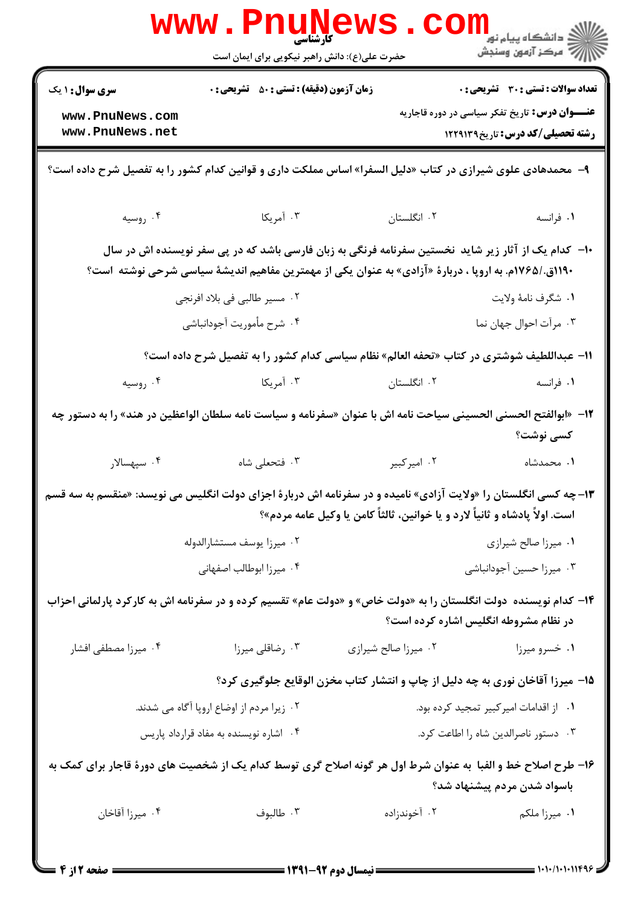۹- محمدهادی علوی شیرازی در کتاب «دلیل السفرا» اساس مملکت داری و قوانین کدام کشور را به تفصیل شرح داده است؟

۱. فرانسه
۲. انگلستان
۳. آمریکا
۴. روسیه

۱۰- کدام یک از آثار زیر شاید نخستین سفرنامه فرنگی به زبان فارسی باشد که در پی سفر نویسنده اش در سال ۱۱۹۰ق./۱۷۶۵م. به اروپا ، دربارهٔ «آزادی» به عنوان یکی از مهمترین مفاهیم اندیشهٔ سیاسی شرحی نوشته است؟

۱. شگرف نامهٔ ولایت
۲. مسیر طالبی فی بلاد افرنجی
۳. مرآت احوال جهان نما
۴. شرح مأموریت آجودانباشی

۱۱- عبداللطیف شوشتری در کتاب «تحفه العالم» نظام سیاسی کدام کشور را به تفصیل شرح داده است؟

۱. فرانسه
۲. انگلستان
۳. آمریکا
۴. روسیه

۱۲- «ابوالفتح الحسنی الحسینی سیاحت نامه اش با عنوان «سفرنامه و سیاست نامه سلطان الواعظین در هند» را به دستور چه کسی نوشت؟

۱. محمدشاه
۲. امیرکبیر
۳. فتحعلی شاه
۴. سپهسالار

۱۳- چه کسی انگلستان را «ولایت آزادی» نامیده و در سفرنامه اش دربارهٔ اجزای دولت انگلیس می نویسد: «منقسم به سه قسم است. اولاً پادشاه و ثانیاً لارد و یا خوانین، ثالثاً کامن یا وکیل عامه مردم»؟

۱. میرزا صالح شیرازی
۲. میرزا یوسف مستشارالدوله
۳. میرزا حسین آجودانباشی
۴. میرزا ابوطالب اصفهانی

۱۴- کدام نویسنده دولت انگلستان را به «دولت خاص» و «دولت عام» تقسیم کرده و در سفرنامه اش به کارکرد پارلمانی احزاب در نظام مشروطه انگلیس اشاره کرده است؟

۱. خسرو میرزا
۲. میرزا صالح شیرازی
۳. رضاقلی میرزا
۴. میرزا مصطفی افشار

۱۵- میرزا آقاخان نوری به چه دلیل از چاپ و انتشار کتاب مخزن الوقایع جلوگیری کرد؟

۱. از اقدامات امیرکبیر تمجید کرده بود.
۲. زیرا مردم از اوضاع اروپا آگاه می شدند.
۳. دستور ناصرالدین شاه را اطاعت کرد.
۴. اشاره نویسنده به مفاد قرارداد پاریس

۱۶- طرح اصلاح خط و الفبا به عنوان شرط اول هر گونه اصلاح گری توسط کدام یک از شخصیت های دورهٔ قاجار برای کمک به باسواد شدن مردم پیشنهاد شد؟

۱. میرزا ملکم
۲. آخوندزاده
۳. طالبوف
۴. میرزا آقاخان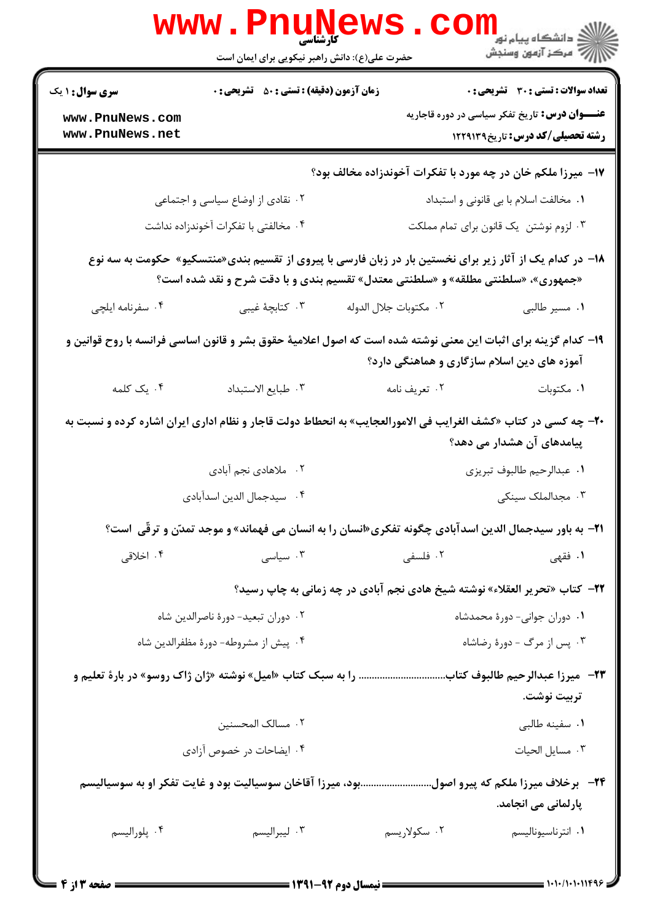۱۷- میرزا ملکم خان در چه مورد با تفکرات آخوندزاده مخالف بود؟

۱. مخالفت اسلام با بی قانونی و استبداد
۲. نقادی از اوضاع سیاسی و اجتماعی
۳. لزوم نوشتن یک قانون برای تمام مملکت
۴. مخالفتی با تفکرات آخوندزاده نداشت

۱۸- در کدام یک از آثار زیر برای نخستین بار در زبان فارسی با پیروی از تقسیم بندی«منتسکیو» حکومت به سه نوع «جمهوری»، «سلطنتی مطلقه» و «سلطنتی معتدل» تقسیم بندی و با دقت شرح و نقد شده است؟

۱. مسیر طالبی
۲. مکتوبات جلال الدوله
۳. کتابچهٔ غیبی
۴. سفرنامه ایلچی

۱۹- کدام گزینه برای اثبات این معنی نوشته شده است که اصول اعلامیهٔ حقوق بشر و قانون اساسی فرانسه با روح قوانین و آموزه های دین اسلام سازگاری و هماهنگی دارد؟

۱. مکتوبات
۲. تعریف نامه
۳. طبایع الاستبداد
۴. یک کلمه

۲۰- چه کسی در کتاب «کشف الغرایب فی الامورالعجایب» به انحطاط دولت قاجار و نظام اداری ایران اشاره کرده و نسبت به پیامدهای آن هشدار می دهد؟

۱. عبدالرحیم طالبوف تبریزی
۲. ملاهادی نجم آبادی
۳. مجدالملک سینکی
۴. سیدجمال الدین اسدآبادی

۲۱- به باور سیدجمال الدین اسدآبادی چگونه تفکری«انسان را به انسان می فهماند» و موجد تمدّن و ترقّی است؟

۱. فقهی
۲. فلسفی
۳. سیاسی
۴. اخلاقی

۲۲- کتاب «تحریر العقلاء» نوشته شیخ هادی نجم آبادی در چه زمانی به چاپ رسید؟

۱. دوران جوانی- دورهٔ محمدشاه
۲. دوران تبعید- دورهٔ ناصرالدین شاه
۳. پس از مرگ - دورهٔ رضاشاه
۴. پیش از مشروطه- دورهٔ مظفرالدین شاه

۲۳- میرزا عبدالرحیم طالبوف کتاب................................ را به سبک کتاب «امیل» نوشته «ژان ژاک روسو» در بارهٔ تعلیم و تربیت نوشت.

۱. سفینه طالبی
۲. مسالک المحسنین
۳. مسایل الحیات
۴. ایضاحات در خصوص آزادی

۲۴- برخلاف میرزا ملکم که پیرو اصول..........................بود، میرزا آقاخان سوسیالیت بود و غایت تفکر او به سوسیالیسم پارلمانی می انجامد.

۱. انترناسیونالیسم
۲. سکولاریسم
۳. لیبرالیسم
۴. پلورالیسم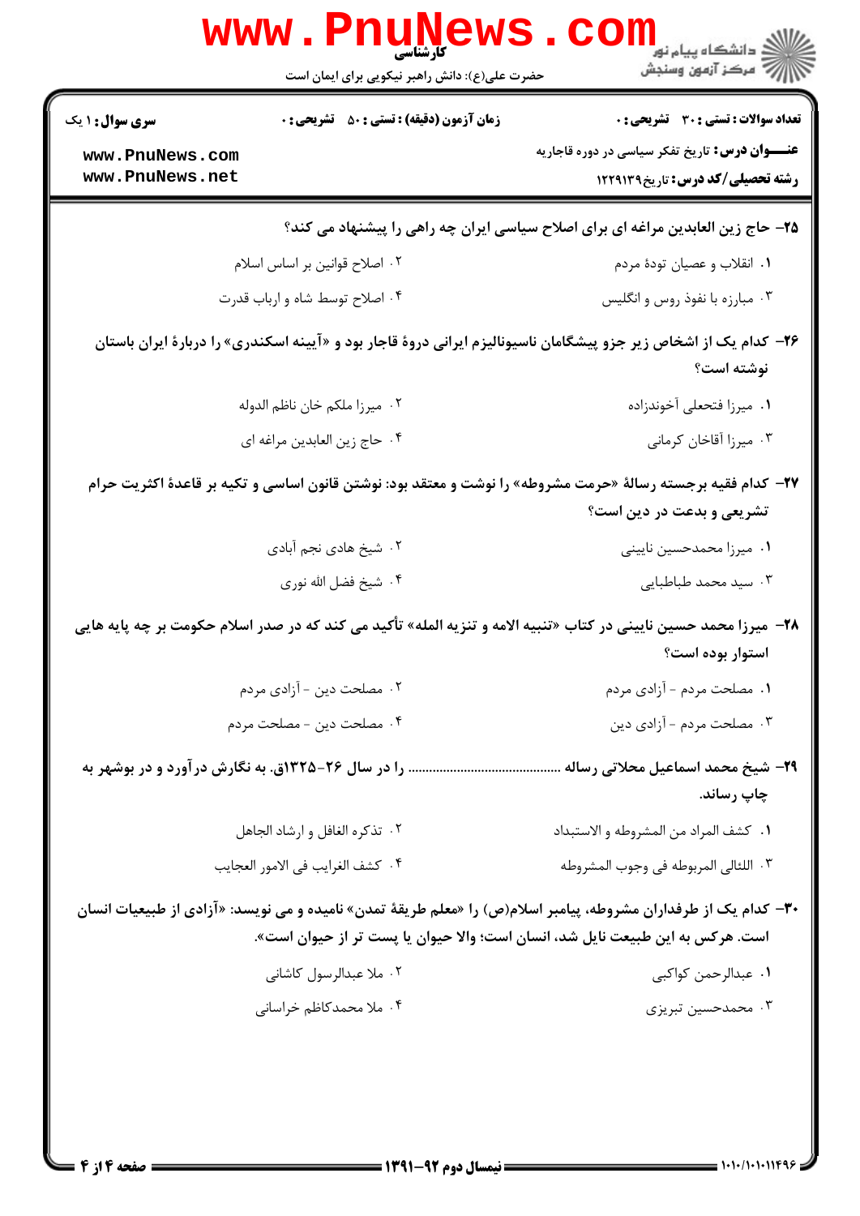**۲۵- حاج زین العابدین مراغه ای برای اصلاح سیاسی ایران چه راهی را پیشنهاد می کند؟**

۱. انقلاب و عصیان تودهٔ مردم

۲. اصلاح قوانین بر اساس اسلام

۳. مبارزه با نفوذ روس و انگلیس

۴. اصلاح توسط شاه و ارباب قدرت

**۲۶- کدام یک از اشخاص زیر جزو پیشگامان ناسیونالیزم ایرانی دروهٔ قاجار بود و «آیینه اسکندری» را دربارهٔ ایران باستان نوشته است؟**

۱. میرزا فتحعلی آخوندزاده

۲. میرزا ملکم خان ناظم الدوله

۳. میرزا آقاخان کرمانی

۴. حاج زین العابدین مراغه ای

**۲۷- کدام فقیه برجسته رسالهٔ «حرمت مشروطه» را نوشت و معتقد بود: نوشتن قانون اساسی و تکیه بر قاعدهٔ اکثریت حرام تشریعی و بدعت در دین است؟**

۱. میرزا محمدحسین نایینی

۲. شیخ هادی نجم آبادی

۳. سید محمد طباطبایی

۴. شیخ فضل الله نوری

**۲۸- میرزا محمد حسین نایینی در کتاب «تنبیه الامه و تنزیه المله» تأکید می کند که در صدر اسلام حکومت بر چه پایه هایی استوار بوده است؟**

۱. مصلحت مردم - آزادی مردم

۲. مصلحت دین - آزادی مردم

۳. مصلحت مردم - آزادی دین

۴. مصلحت دین - مصلحت مردم

**۲۹- شیخ محمد اسماعیل محلاتی رساله ........................................ را در سال ۲۶-۱۳۲۵ق. به نگارش درآورد و در بوشهر به چاپ رساند.**

۱. کشف المراد من المشروطه و الاستبداد

۲. تذکره الغافل و ارشاد الجاهل

۳. اللئالی المربوطه فی وجوب المشروطه

۴. کشف الغرایب فی الامور العجایب

**۳۰- کدام یک از طرفداران مشروطه، پیامبر اسلام(ص) را «معلم طریقهٔ تمدن» نامیده و می نویسد: «آزادی از طبیعیات انسان است. هرکس به این طبیعت نایل شد، انسان است؛ والا حیوان یا پست تر از حیوان است».**

۱. عبدالرحمن کواکبی

۲. ملا عبدالرسول کاشانی

۳. محمدحسین تبریزی

۴. ملا محمدکاظم خراسانی